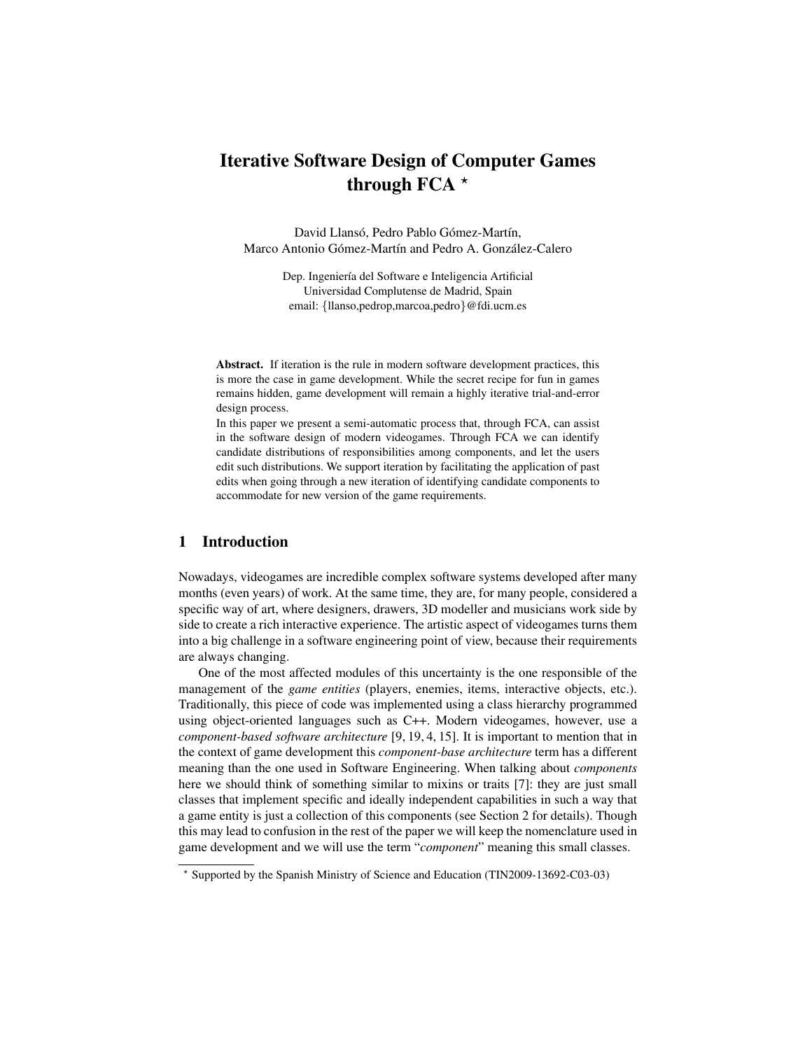# Iterative Software Design of Computer Games through FCA *

David Llansó, Pedro Pablo Gómez-Martín,
Marco Antonio Gómez-Martín and Pedro A. González-Calero

Dep. Ingeniería del Software e Inteligencia Artificial
Universidad Complutense de Madrid, Spain
email: {llanso,pedrop,marcoa,pedro}@fdi.ucm.es

**Abstract.** If iteration is the rule in modern software development practices, this is more the case in game development. While the secret recipe for fun in games remains hidden, game development will remain a highly iterative trial-and-error design process.

In this paper we present a semi-automatic process that, through FCA, can assist in the software design of modern videogames. Through FCA we can identify candidate distributions of responsibilities among components, and let the users edit such distributions. We support iteration by facilitating the application of past edits when going through a new iteration of identifying candidate components to accommodate for new version of the game requirements.

## 1 Introduction

Nowadays, videogames are incredible complex software systems developed after many months (even years) of work. At the same time, they are, for many people, considered a specific way of art, where designers, drawers, 3D modeller and musicians work side by side to create a rich interactive experience. The artistic aspect of videogames turns them into a big challenge in a software engineering point of view, because their requirements are always changing.

One of the most affected modules of this uncertainty is the one responsible of the management of the *game entities* (players, enemies, items, interactive objects, etc.). Traditionally, this piece of code was implemented using a class hierarchy programmed using object-oriented languages such as C++. Modern videogames, however, use a *component-based software architecture* [9, 19, 4, 15]. It is important to mention that in the context of game development this *component-base architecture* term has a different meaning than the one used in Software Engineering. When talking about *components* here we should think of something similar to mixins or traits [7]: they are just small classes that implement specific and ideally independent capabilities in such a way that a game entity is just a collection of this components (see Section 2 for details). Though this may lead to confusion in the rest of the paper we will keep the nomenclature used in game development and we will use the term "*component*" meaning this small classes.

* Supported by the Spanish Ministry of Science and Education (TIN2009-13692-C03-03)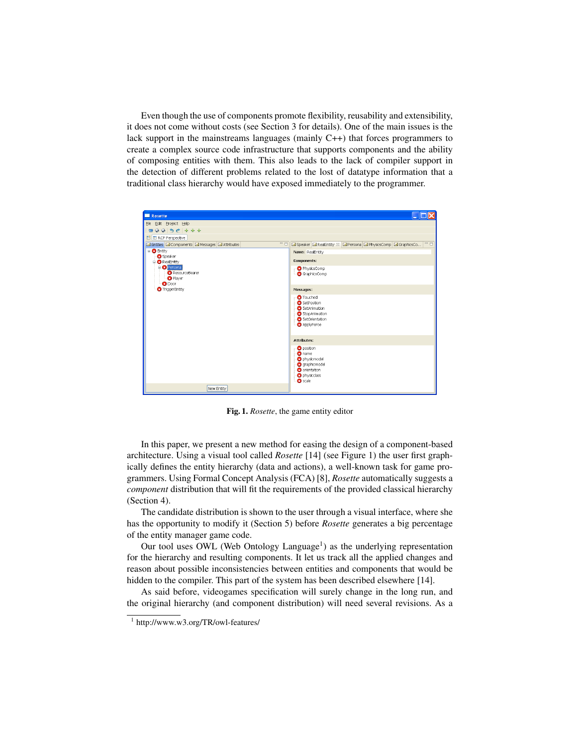Even though the use of components promote flexibility, reusability and extensibility, it does not come without costs (see Section 3 for details). One of the main issues is the lack support in the mainstreams languages (mainly C++) that forces programmers to create a complex source code infrastructure that supports components and the ability of composing entities with them. This also leads to the lack of compiler support in the detection of different problems related to the lost of datatype information that a traditional class hierarchy would have exposed immediately to the programmer.

**Fig. 1.** *Rosette*, the game entity editor

In this paper, we present a new method for easing the design of a component-based architecture. Using a visual tool called *Rosette* [14] (see Figure 1) the user first graphically defines the entity hierarchy (data and actions), a well-known task for game programmers. Using Formal Concept Analysis (FCA) [8], *Rosette* automatically suggests a *component* distribution that will fit the requirements of the provided classical hierarchy (Section 4).

The candidate distribution is shown to the user through a visual interface, where she has the opportunity to modify it (Section 5) before *Rosette* generates a big percentage of the entity manager game code.

Our tool uses OWL (Web Ontology Language[1]) as the underlying representation for the hierarchy and resulting components. It let us track all the applied changes and reason about possible inconsistencies between entities and components that would be hidden to the compiler. This part of the system has been described elsewhere [14].

As said before, videogames specification will surely change in the long run, and the original hierarchy (and component distribution) will need several revisions. As a

[1] http://www.w3.org/TR/owl-features/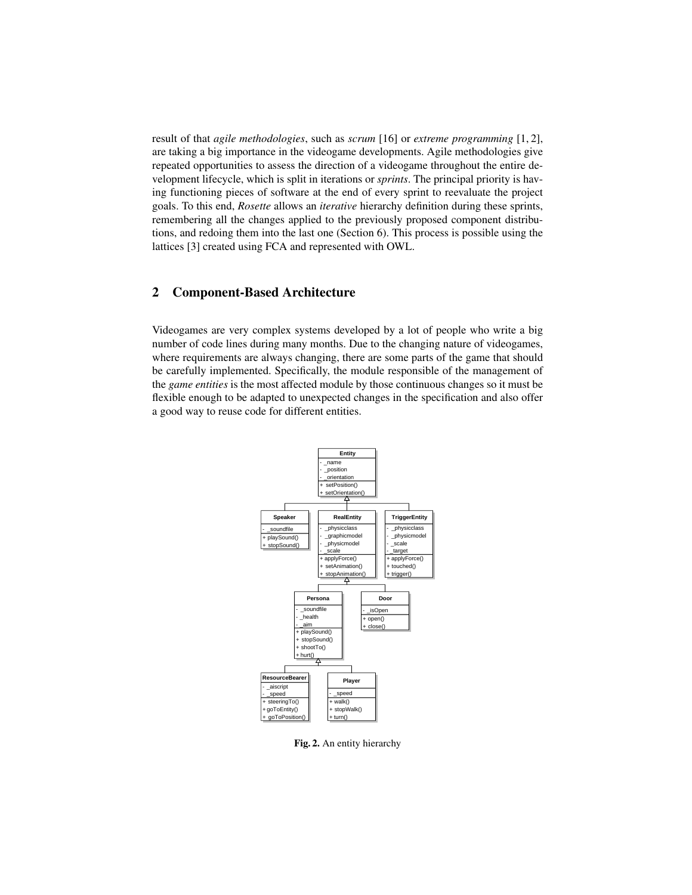result of that *agile methodologies*, such as *scrum* [16] or *extreme programming* [1, 2], are taking a big importance in the videogame developments. Agile methodologies give repeated opportunities to assess the direction of a videogame throughout the entire development lifecycle, which is split in iterations or *sprints*. The principal priority is having functioning pieces of software at the end of every sprint to reevaluate the project goals. To this end, *Rosette* allows an *iterative* hierarchy definition during these sprints, remembering all the changes applied to the previously proposed component distributions, and redoing them into the last one (Section 6). This process is possible using the lattices [3] created using FCA and represented with OWL.

## 2 Component-Based Architecture

Videogames are very complex systems developed by a lot of people who write a big number of code lines during many months. Due to the changing nature of videogames, where requirements are always changing, there are some parts of the game that should be carefully implemented. Specifically, the module responsible of the management of the *game entities* is the most affected module by those continuous changes so it must be flexible enough to be adapted to unexpected changes in the specification and also offer a good way to reuse code for different entities.

**Fig. 2.** An entity hierarchy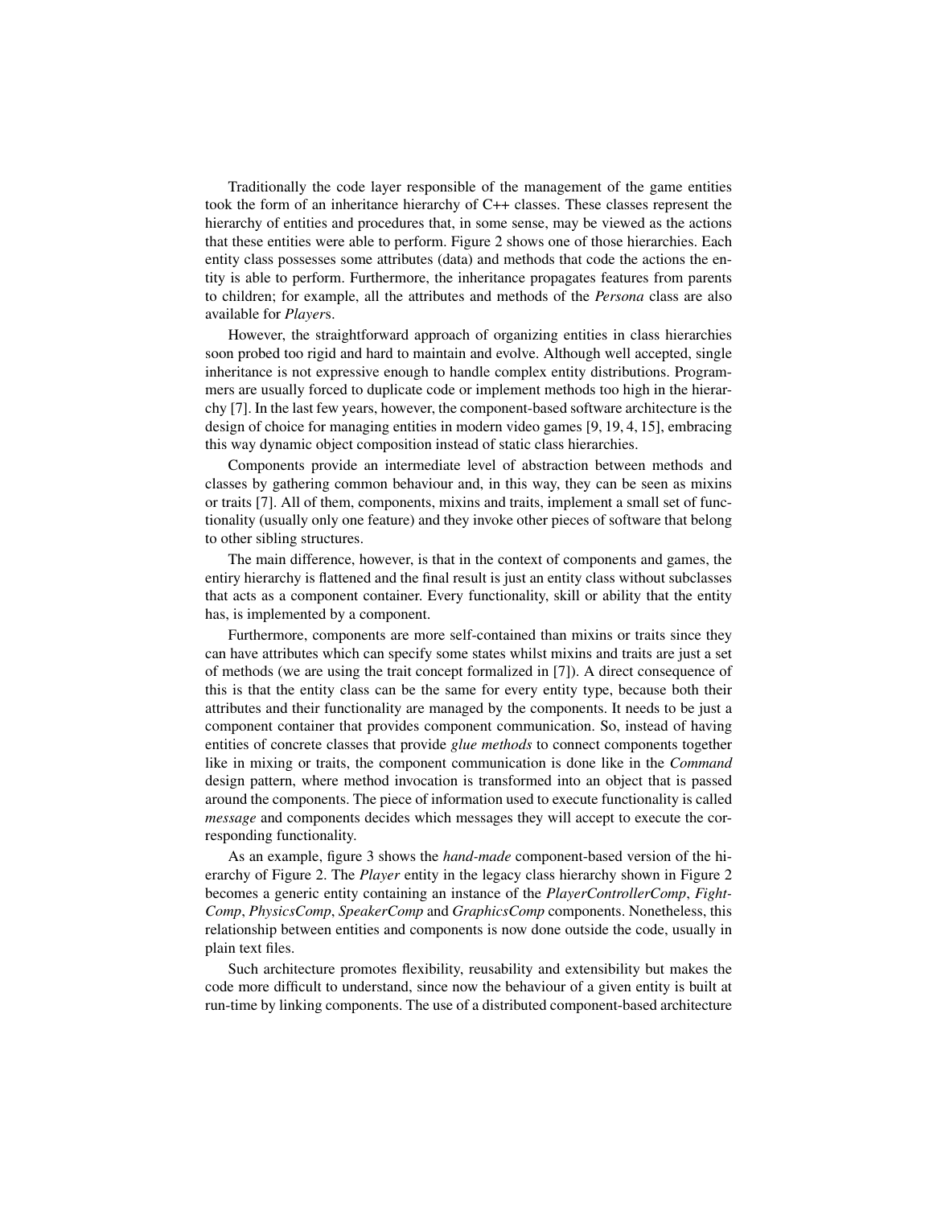Traditionally the code layer responsible of the management of the game entities took the form of an inheritance hierarchy of C++ classes. These classes represent the hierarchy of entities and procedures that, in some sense, may be viewed as the actions that these entities were able to perform. Figure 2 shows one of those hierarchies. Each entity class possesses some attributes (data) and methods that code the actions the entity is able to perform. Furthermore, the inheritance propagates features from parents to children; for example, all the attributes and methods of the *Persona* class are also available for *Player*s.

However, the straightforward approach of organizing entities in class hierarchies soon probed too rigid and hard to maintain and evolve. Although well accepted, single inheritance is not expressive enough to handle complex entity distributions. Programmers are usually forced to duplicate code or implement methods too high in the hierarchy [7]. In the last few years, however, the component-based software architecture is the design of choice for managing entities in modern video games [9, 19, 4, 15], embracing this way dynamic object composition instead of static class hierarchies.

Components provide an intermediate level of abstraction between methods and classes by gathering common behaviour and, in this way, they can be seen as mixins or traits [7]. All of them, components, mixins and traits, implement a small set of functionality (usually only one feature) and they invoke other pieces of software that belong to other sibling structures.

The main difference, however, is that in the context of components and games, the entiry hierarchy is flattened and the final result is just an entity class without subclasses that acts as a component container. Every functionality, skill or ability that the entity has, is implemented by a component.

Furthermore, components are more self-contained than mixins or traits since they can have attributes which can specify some states whilst mixins and traits are just a set of methods (we are using the trait concept formalized in [7]). A direct consequence of this is that the entity class can be the same for every entity type, because both their attributes and their functionality are managed by the components. It needs to be just a component container that provides component communication. So, instead of having entities of concrete classes that provide *glue methods* to connect components together like in mixing or traits, the component communication is done like in the *Command* design pattern, where method invocation is transformed into an object that is passed around the components. The piece of information used to execute functionality is called *message* and components decides which messages they will accept to execute the corresponding functionality.

As an example, figure 3 shows the *hand-made* component-based version of the hierarchy of Figure 2. The *Player* entity in the legacy class hierarchy shown in Figure 2 becomes a generic entity containing an instance of the *PlayerControllerComp*, *FightComp*, *PhysicsComp*, *SpeakerComp* and *GraphicsComp* components. Nonetheless, this relationship between entities and components is now done outside the code, usually in plain text files.

Such architecture promotes flexibility, reusability and extensibility but makes the code more difficult to understand, since now the behaviour of a given entity is built at run-time by linking components. The use of a distributed component-based architecture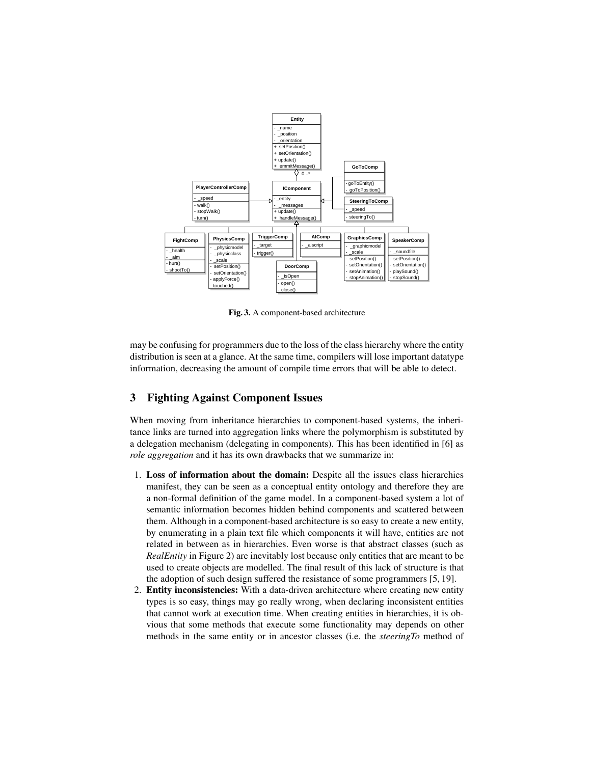Fig. 3. A component-based architecture

may be confusing for programmers due to the loss of the class hierarchy where the entity distribution is seen at a glance. At the same time, compilers will lose important datatype information, decreasing the amount of compile time errors that will be able to detect.

## 3 Fighting Against Component Issues

When moving from inheritance hierarchies to component-based systems, the inheritance links are turned into aggregation links where the polymorphism is substituted by a delegation mechanism (delegating in components). This has been identified in [6] as *role aggregation* and it has its own drawbacks that we summarize in:

1. **Loss of information about the domain:** Despite all the issues class hierarchies manifest, they can be seen as a conceptual entity ontology and therefore they are a non-formal definition of the game model. In a component-based system a lot of semantic information becomes hidden behind components and scattered between them. Although in a component-based architecture is so easy to create a new entity, by enumerating in a plain text file which components it will have, entities are not related in between as in hierarchies. Even worse is that abstract classes (such as *RealEntity* in Figure 2) are inevitably lost because only entities that are meant to be used to create objects are modelled. The final result of this lack of structure is that the adoption of such design suffered the resistance of some programmers [5, 19].
2. **Entity inconsistencies:** With a data-driven architecture where creating new entity types is so easy, things may go really wrong, when declaring inconsistent entities that cannot work at execution time. When creating entities in hierarchies, it is obvious that some methods that execute some functionality may depends on other methods in the same entity or in ancestor classes (i.e. the *steeringTo* method of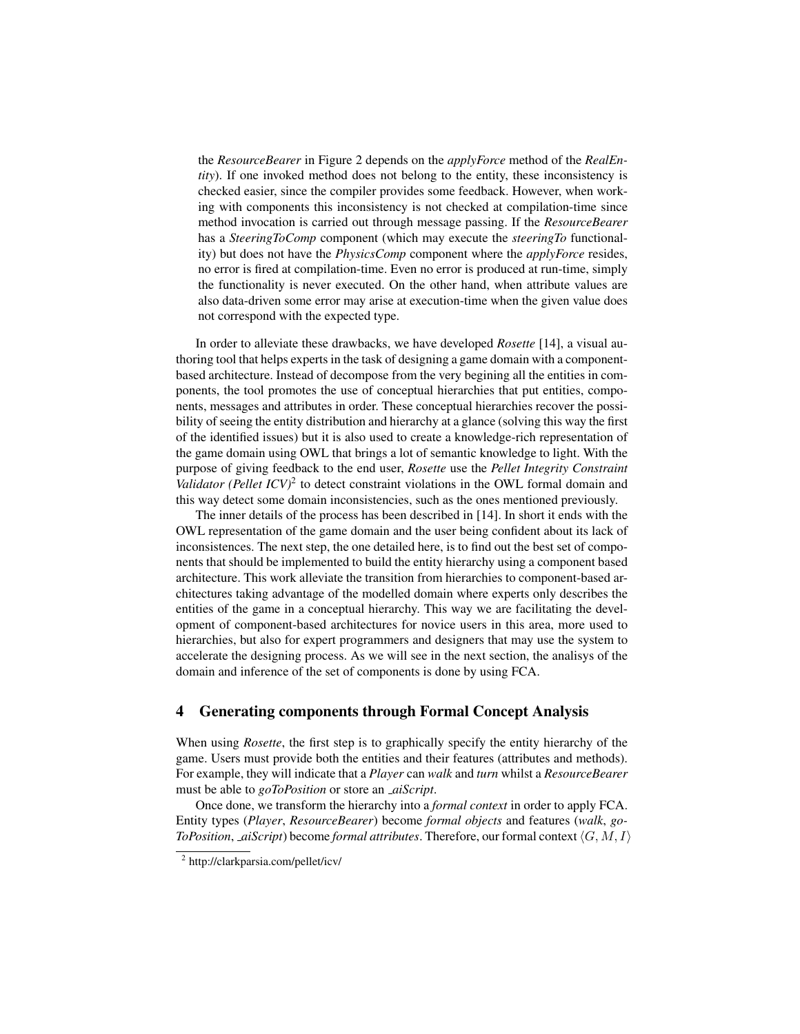the *ResourceBearer* in Figure 2 depends on the *applyForce* method of the *RealEntity*). If one invoked method does not belong to the entity, these inconsistency is checked easier, since the compiler provides some feedback. However, when working with components this inconsistency is not checked at compilation-time since method invocation is carried out through message passing. If the *ResourceBearer* has a *SteeringToComp* component (which may execute the *steeringTo* functionality) but does not have the *PhysicsComp* component where the *applyForce* resides, no error is fired at compilation-time. Even no error is produced at run-time, simply the functionality is never executed. On the other hand, when attribute values are also data-driven some error may arise at execution-time when the given value does not correspond with the expected type.

In order to alleviate these drawbacks, we have developed *Rosette* [14], a visual authoring tool that helps experts in the task of designing a game domain with a component-based architecture. Instead of decompose from the very begining all the entities in components, the tool promotes the use of conceptual hierarchies that put entities, components, messages and attributes in order. These conceptual hierarchies recover the possibility of seeing the entity distribution and hierarchy at a glance (solving this way the first of the identified issues) but it is also used to create a knowledge-rich representation of the game domain using OWL that brings a lot of semantic knowledge to light. With the purpose of giving feedback to the end user, *Rosette* use the *Pellet Integrity Constraint Validator (Pellet ICV)*[2] to detect constraint violations in the OWL formal domain and this way detect some domain inconsistencies, such as the ones mentioned previously.

The inner details of the process has been described in [14]. In short it ends with the OWL representation of the game domain and the user being confident about its lack of inconsistences. The next step, the one detailed here, is to find out the best set of components that should be implemented to build the entity hierarchy using a component based architecture. This work alleviate the transition from hierarchies to component-based architectures taking advantage of the modelled domain where experts only describes the entities of the game in a conceptual hierarchy. This way we are facilitating the development of component-based architectures for novice users in this area, more used to hierarchies, but also for expert programmers and designers that may use the system to accelerate the designing process. As we will see in the next section, the analisys of the domain and inference of the set of components is done by using FCA.

## 4 Generating components through Formal Concept Analysis

When using *Rosette*, the first step is to graphically specify the entity hierarchy of the game. Users must provide both the entities and their features (attributes and methods). For example, they will indicate that a *Player* can *walk* and *turn* whilst a *ResourceBearer* must be able to *goToPosition* or store an *_aiScript*.

Once done, we transform the hierarchy into a *formal context* in order to apply FCA. Entity types (*Player*, *ResourceBearer*) become *formal objects* and features (*walk*, *goToPosition*, *_aiScript*) become *formal attributes*. Therefore, our formal context $\langle G, M, I \rangle$

[2] http://clarkparsia.com/pellet/icv/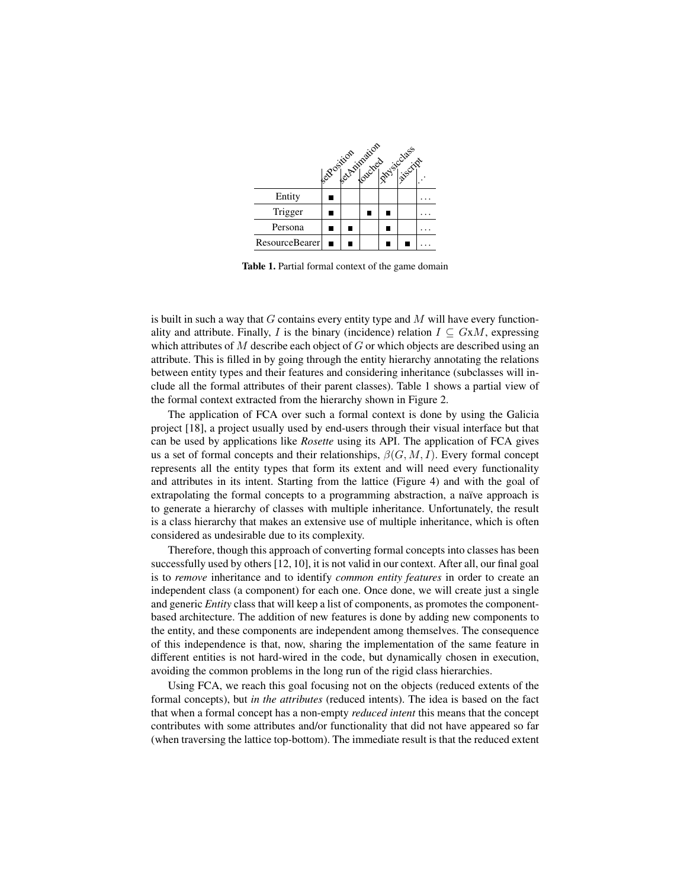|  | setPosition | setAnimation | touched | _physicclass | _aiscript | ... |
|---|---|---|---|---|---|---|
| Entity | ■ |  |  |  |  | ... |
| Trigger | ■ |  | ■ | ■ |  | ... |
| Persona | ■ | ■ |  | ■ |  | ... |
| ResourceBearer | ■ | ■ |  | ■ | ■ | ... |

**Table 1.** Partial formal context of the game domain

is built in such a way that $G$ contains every entity type and $M$ will have every functionality and attribute. Finally, $I$ is the binary (incidence) relation $I \subseteq G\text{x}M$, expressing which attributes of $M$ describe each object of $G$ or which objects are described using an attribute. This is filled in by going through the entity hierarchy annotating the relations between entity types and their features and considering inheritance (subclasses will include all the formal attributes of their parent classes). Table 1 shows a partial view of the formal context extracted from the hierarchy shown in Figure 2.

The application of FCA over such a formal context is done by using the Galicia project [18], a project usually used by end-users through their visual interface but that can be used by applications like *Rosette* using its API. The application of FCA gives us a set of formal concepts and their relationships, $\beta(G, M, I)$. Every formal concept represents all the entity types that form its extent and will need every functionality and attributes in its intent. Starting from the lattice (Figure 4) and with the goal of extrapolating the formal concepts to a programming abstraction, a naïve approach is to generate a hierarchy of classes with multiple inheritance. Unfortunately, the result is a class hierarchy that makes an extensive use of multiple inheritance, which is often considered as undesirable due to its complexity.

Therefore, though this approach of converting formal concepts into classes has been successfully used by others [12, 10], it is not valid in our context. After all, our final goal is to *remove* inheritance and to identify *common entity features* in order to create an independent class (a component) for each one. Once done, we will create just a single and generic *Entity* class that will keep a list of components, as promotes the component-based architecture. The addition of new features is done by adding new components to the entity, and these components are independent among themselves. The consequence of this independence is that, now, sharing the implementation of the same feature in different entities is not hard-wired in the code, but dynamically chosen in execution, avoiding the common problems in the long run of the rigid class hierarchies.

Using FCA, we reach this goal focusing not on the objects (reduced extents of the formal concepts), but *in the attributes* (reduced intents). The idea is based on the fact that when a formal concept has a non-empty *reduced intent* this means that the concept contributes with some attributes and/or functionality that did not have appeared so far (when traversing the lattice top-bottom). The immediate result is that the reduced extent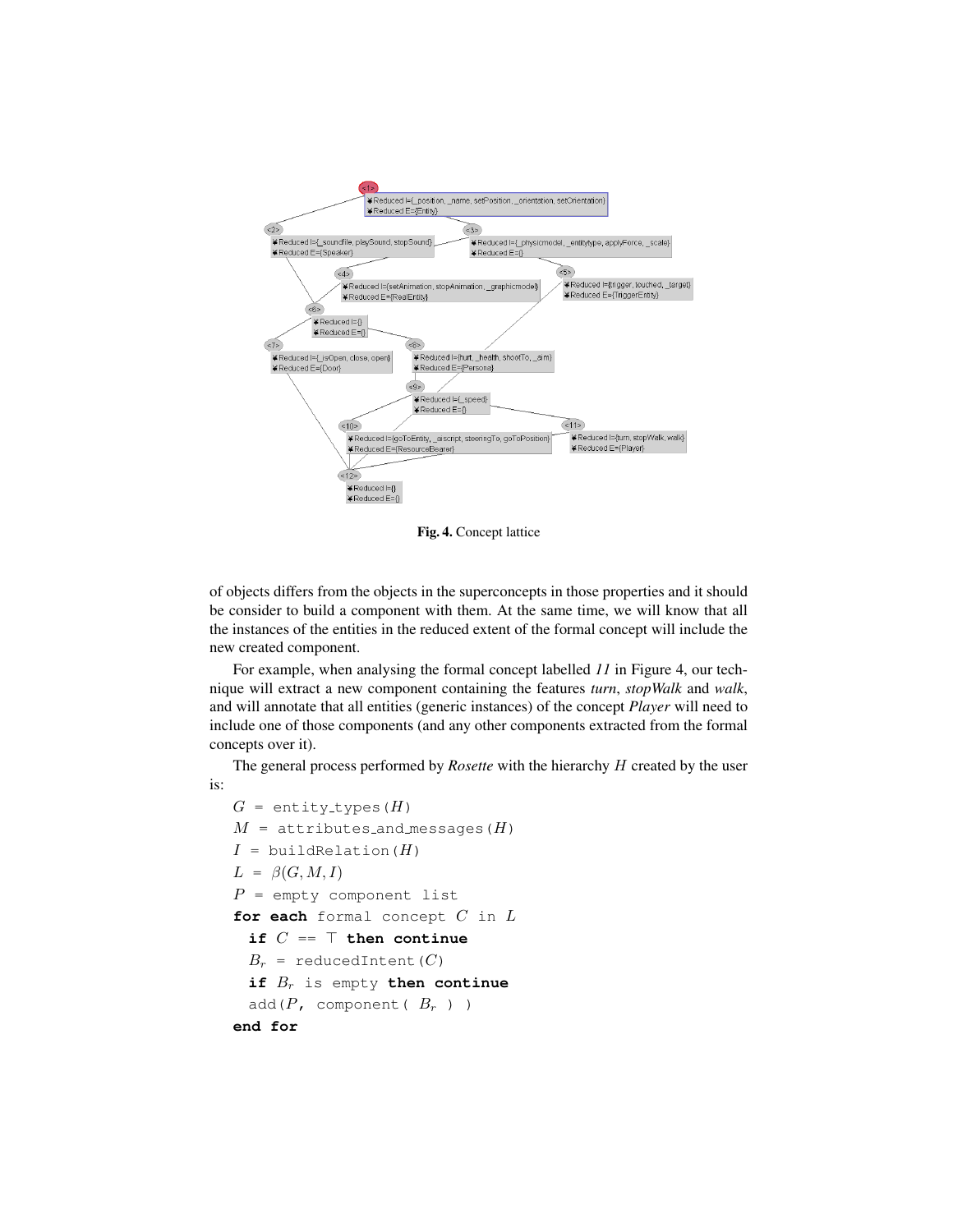Fig. 4. Concept lattice

of objects differs from the objects in the superconcepts in those properties and it should be consider to build a component with them. At the same time, we will know that all the instances of the entities in the reduced extent of the formal concept will include the new created component.

For example, when analysing the formal concept labelled *11* in Figure 4, our technique will extract a new component containing the features *turn*, *stopWalk* and *walk*, and will annotate that all entities (generic instances) of the concept *Player* will need to include one of those components (and any other components extracted from the formal concepts over it).

The general process performed by *Rosette* with the hierarchy $H$ created by the user is:

```
G = entity_types(H)
M = attributes_and_messages(H)
I = buildRelation(H)
L = β(G, M, I)
P = empty component list
for each formal concept C in L
  if C == ⊤ then continue
  B_r = reducedIntent(C)
  if B_r is empty then continue
  add(P, component( B_r ) )
end for
```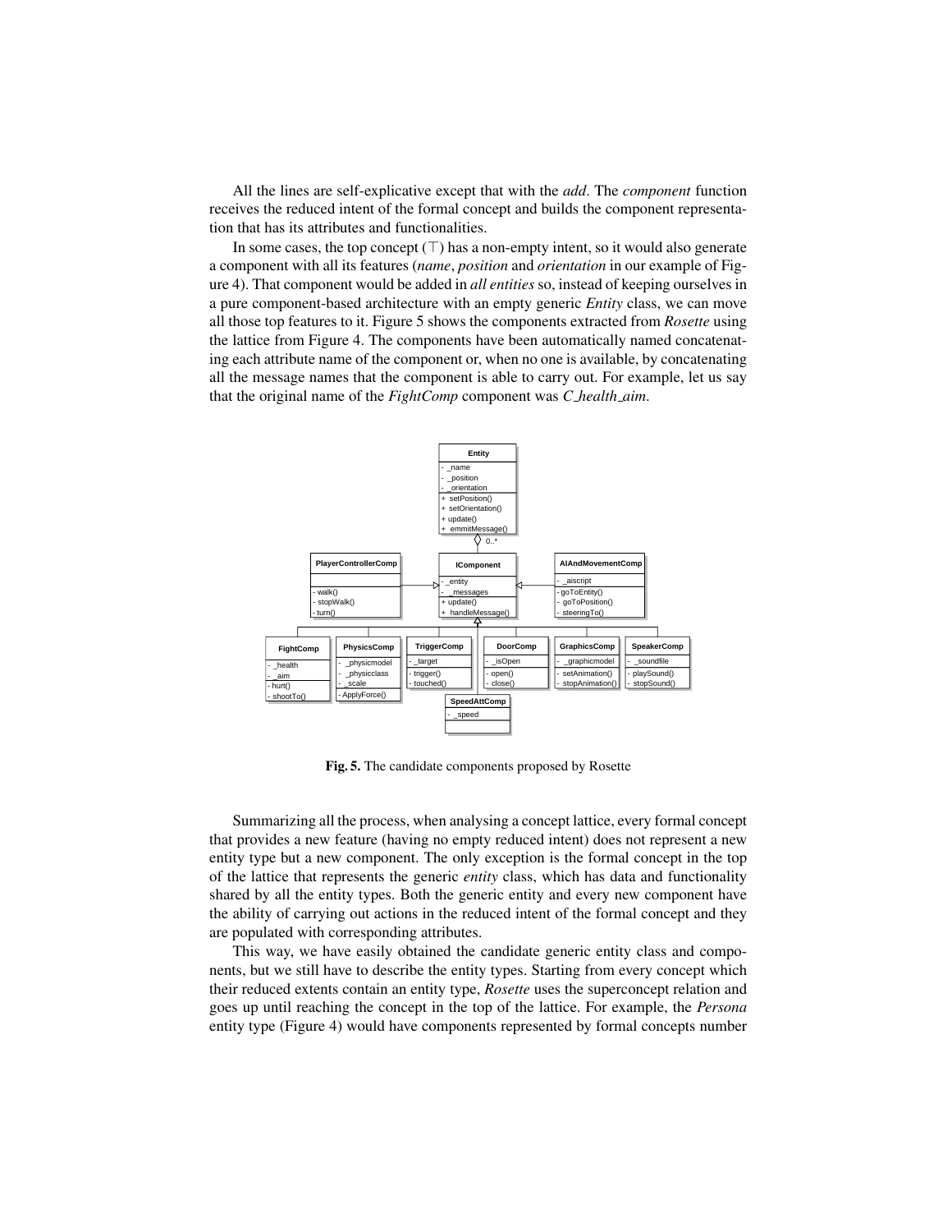All the lines are self-explicative except that with the *add*. The *component* function receives the reduced intent of the formal concept and builds the component representation that has its attributes and functionalities.

In some cases, the top concept ($\top$) has a non-empty intent, so it would also generate a component with all its features (*name*, *position* and *orientation* in our example of Figure 4). That component would be added in *all entities* so, instead of keeping ourselves in a pure component-based architecture with an empty generic *Entity* class, we can move all those top features to it. Figure 5 shows the components extracted from *Rosette* using the lattice from Figure 4. The components have been automatically named concatenating each attribute name of the component or, when no one is available, by concatenating all the message names that the component is able to carry out. For example, let us say that the original name of the *FightComp* component was *C_health_aim*.

**Fig. 5.** The candidate components proposed by Rosette

Summarizing all the process, when analysing a concept lattice, every formal concept that provides a new feature (having no empty reduced intent) does not represent a new entity type but a new component. The only exception is the formal concept in the top of the lattice that represents the generic *entity* class, which has data and functionality shared by all the entity types. Both the generic entity and every new component have the ability of carrying out actions in the reduced intent of the formal concept and they are populated with corresponding attributes.

This way, we have easily obtained the candidate generic entity class and components, but we still have to describe the entity types. Starting from every concept which their reduced extents contain an entity type, *Rosette* uses the superconcept relation and goes up until reaching the concept in the top of the lattice. For example, the *Persona* entity type (Figure 4) would have components represented by formal concepts number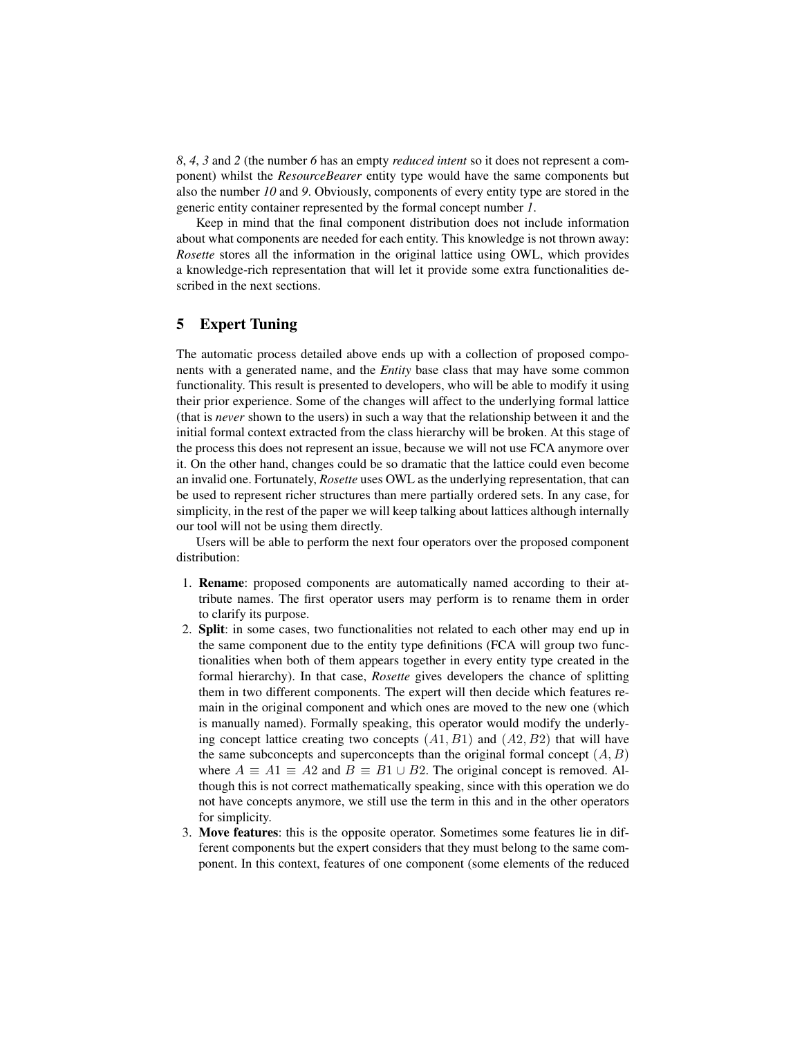*8*, *4*, *3* and *2* (the number *6* has an empty *reduced intent* so it does not represent a component) whilst the *ResourceBearer* entity type would have the same components but also the number *10* and *9*. Obviously, components of every entity type are stored in the generic entity container represented by the formal concept number *1*.

Keep in mind that the final component distribution does not include information about what components are needed for each entity. This knowledge is not thrown away: *Rosette* stores all the information in the original lattice using OWL, which provides a knowledge-rich representation that will let it provide some extra functionalities described in the next sections.

## 5 Expert Tuning

The automatic process detailed above ends up with a collection of proposed components with a generated name, and the *Entity* base class that may have some common functionality. This result is presented to developers, who will be able to modify it using their prior experience. Some of the changes will affect to the underlying formal lattice (that is *never* shown to the users) in such a way that the relationship between it and the initial formal context extracted from the class hierarchy will be broken. At this stage of the process this does not represent an issue, because we will not use FCA anymore over it. On the other hand, changes could be so dramatic that the lattice could even become an invalid one. Fortunately, *Rosette* uses OWL as the underlying representation, that can be used to represent richer structures than mere partially ordered sets. In any case, for simplicity, in the rest of the paper we will keep talking about lattices although internally our tool will not be using them directly.

Users will be able to perform the next four operators over the proposed component distribution:

1. **Rename**: proposed components are automatically named according to their attribute names. The first operator users may perform is to rename them in order to clarify its purpose.
2. **Split**: in some cases, two functionalities not related to each other may end up in the same component due to the entity type definitions (FCA will group two functionalities when both of them appears together in every entity type created in the formal hierarchy). In that case, *Rosette* gives developers the chance of splitting them in two different components. The expert will then decide which features remain in the original component and which ones are moved to the new one (which is manually named). Formally speaking, this operator would modify the underlying concept lattice creating two concepts $(A1, B1)$ and $(A2, B2)$ that will have the same subconcepts and superconcepts than the original formal concept $(A, B)$ where $A \equiv A1 \equiv A2$ and $B \equiv B1 \cup B2$. The original concept is removed. Although this is not correct mathematically speaking, since with this operation we do not have concepts anymore, we still use the term in this and in the other operators for simplicity.
3. **Move features**: this is the opposite operator. Sometimes some features lie in different components but the expert considers that they must belong to the same component. In this context, features of one component (some elements of the reduced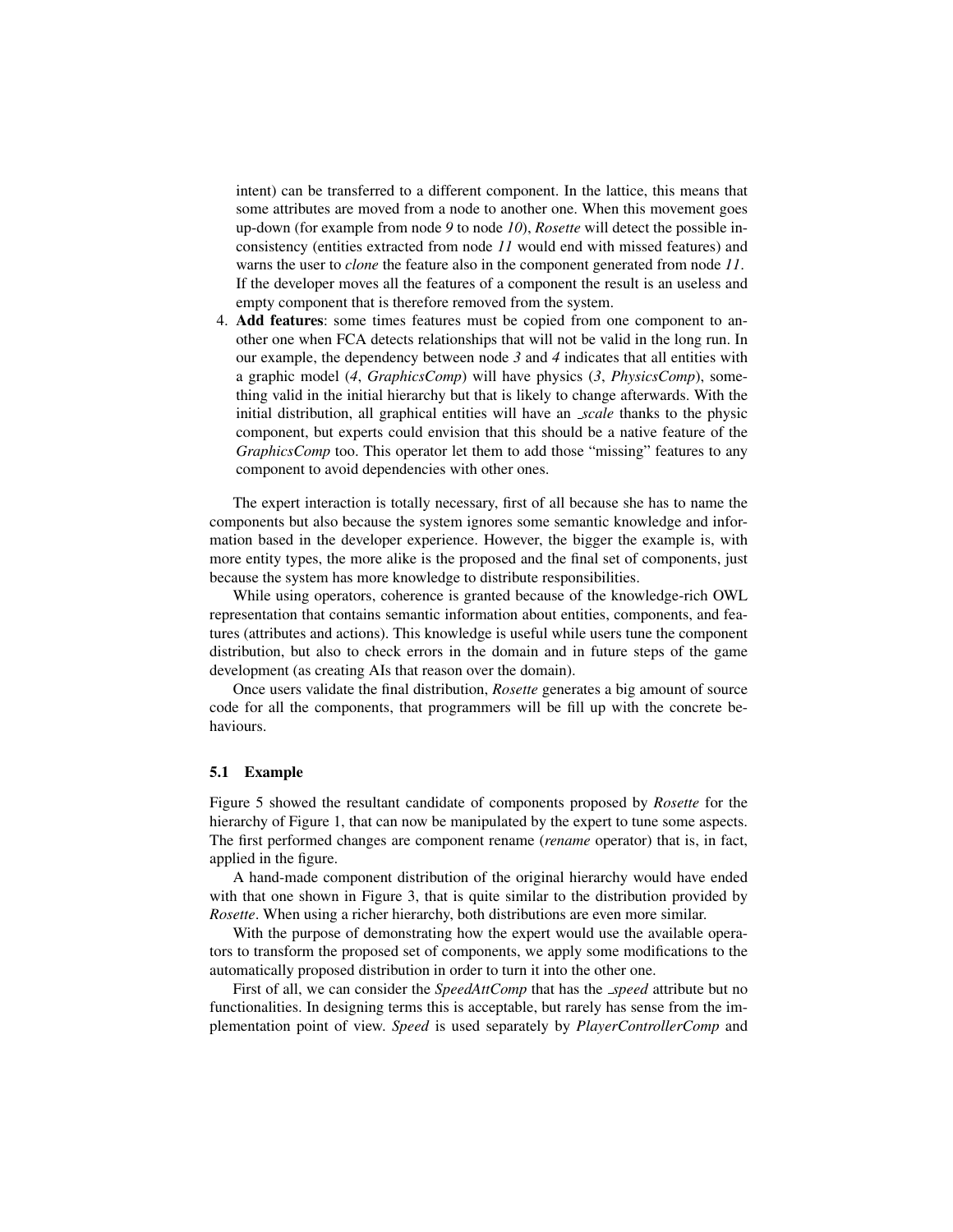intent) can be transferred to a different component. In the lattice, this means that some attributes are moved from a node to another one. When this movement goes up-down (for example from node *9* to node *10*), *Rosette* will detect the possible inconsistency (entities extracted from node *11* would end with missed features) and warns the user to *clone* the feature also in the component generated from node *11*. If the developer moves all the features of a component the result is an useless and empty component that is therefore removed from the system.

4. **Add features**: some times features must be copied from one component to another one when FCA detects relationships that will not be valid in the long run. In our example, the dependency between node *3* and *4* indicates that all entities with a graphic model (*4*, *GraphicsComp*) will have physics (*3*, *PhysicsComp*), something valid in the initial hierarchy but that is likely to change afterwards. With the initial distribution, all graphical entities will have an *_scale* thanks to the physic component, but experts could envision that this should be a native feature of the *GraphicsComp* too. This operator let them to add those "missing" features to any component to avoid dependencies with other ones.

The expert interaction is totally necessary, first of all because she has to name the components but also because the system ignores some semantic knowledge and information based in the developer experience. However, the bigger the example is, with more entity types, the more alike is the proposed and the final set of components, just because the system has more knowledge to distribute responsibilities.

While using operators, coherence is granted because of the knowledge-rich OWL representation that contains semantic information about entities, components, and features (attributes and actions). This knowledge is useful while users tune the component distribution, but also to check errors in the domain and in future steps of the game development (as creating AIs that reason over the domain).

Once users validate the final distribution, *Rosette* generates a big amount of source code for all the components, that programmers will be fill up with the concrete behaviours.

### 5.1 Example

Figure 5 showed the resultant candidate of components proposed by *Rosette* for the hierarchy of Figure 1, that can now be manipulated by the expert to tune some aspects. The first performed changes are component rename (*rename* operator) that is, in fact, applied in the figure.

A hand-made component distribution of the original hierarchy would have ended with that one shown in Figure 3, that is quite similar to the distribution provided by *Rosette*. When using a richer hierarchy, both distributions are even more similar.

With the purpose of demonstrating how the expert would use the available operators to transform the proposed set of components, we apply some modifications to the automatically proposed distribution in order to turn it into the other one.

First of all, we can consider the *SpeedAttComp* that has the *_speed* attribute but no functionalities. In designing terms this is acceptable, but rarely has sense from the implementation point of view. *Speed* is used separately by *PlayerControllerComp* and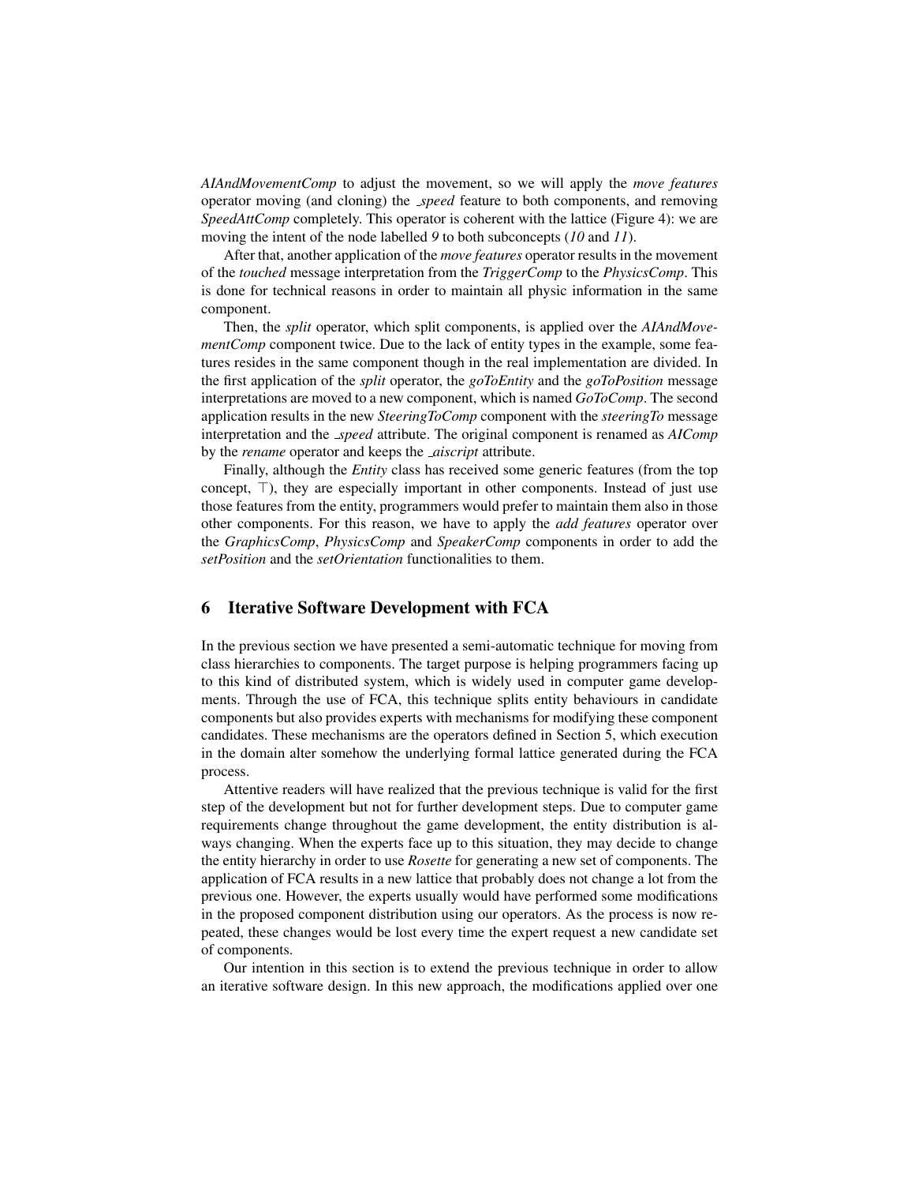*AIAndMovementComp* to adjust the movement, so we will apply the *move features* operator moving (and cloning) the *_speed* feature to both components, and removing *SpeedAttComp* completely. This operator is coherent with the lattice (Figure 4): we are moving the intent of the node labelled *9* to both subconcepts (*10* and *11*).

After that, another application of the *move features* operator results in the movement of the *touched* message interpretation from the *TriggerComp* to the *PhysicsComp*. This is done for technical reasons in order to maintain all physic information in the same component.

Then, the *split* operator, which split components, is applied over the *AIAndMovementComp* component twice. Due to the lack of entity types in the example, some features resides in the same component though in the real implementation are divided. In the first application of the *split* operator, the *goToEntity* and the *goToPosition* message interpretations are moved to a new component, which is named *GoToComp*. The second application results in the new *SteeringToComp* component with the *steeringTo* message interpretation and the *_speed* attribute. The original component is renamed as *AIComp* by the *rename* operator and keeps the *_aiscript* attribute.

Finally, although the *Entity* class has received some generic features (from the top concept, $\top$), they are especially important in other components. Instead of just use those features from the entity, programmers would prefer to maintain them also in those other components. For this reason, we have to apply the *add features* operator over the *GraphicsComp*, *PhysicsComp* and *SpeakerComp* components in order to add the *setPosition* and the *setOrientation* functionalities to them.

## 6 Iterative Software Development with FCA

In the previous section we have presented a semi-automatic technique for moving from class hierarchies to components. The target purpose is helping programmers facing up to this kind of distributed system, which is widely used in computer game developments. Through the use of FCA, this technique splits entity behaviours in candidate components but also provides experts with mechanisms for modifying these component candidates. These mechanisms are the operators defined in Section 5, which execution in the domain alter somehow the underlying formal lattice generated during the FCA process.

Attentive readers will have realized that the previous technique is valid for the first step of the development but not for further development steps. Due to computer game requirements change throughout the game development, the entity distribution is always changing. When the experts face up to this situation, they may decide to change the entity hierarchy in order to use *Rosette* for generating a new set of components. The application of FCA results in a new lattice that probably does not change a lot from the previous one. However, the experts usually would have performed some modifications in the proposed component distribution using our operators. As the process is now repeated, these changes would be lost every time the expert request a new candidate set of components.

Our intention in this section is to extend the previous technique in order to allow an iterative software design. In this new approach, the modifications applied over one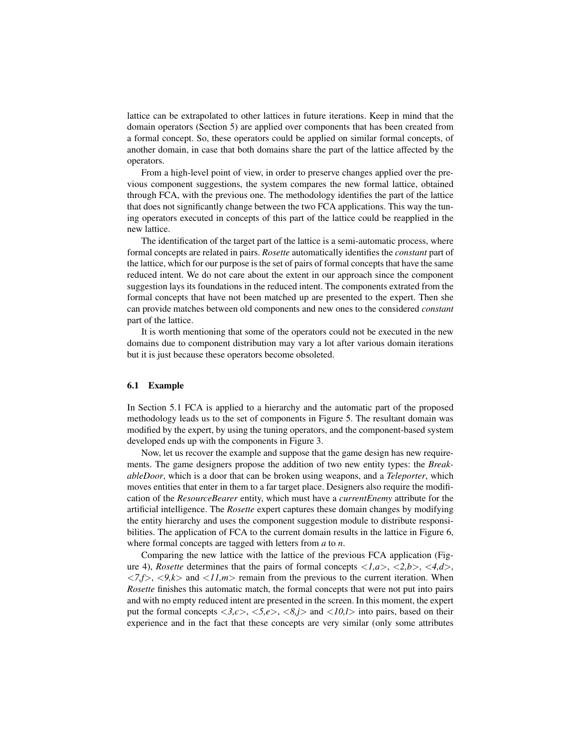lattice can be extrapolated to other lattices in future iterations. Keep in mind that the domain operators (Section 5) are applied over components that has been created from a formal concept. So, these operators could be applied on similar formal concepts, of another domain, in case that both domains share the part of the lattice affected by the operators.

From a high-level point of view, in order to preserve changes applied over the previous component suggestions, the system compares the new formal lattice, obtained through FCA, with the previous one. The methodology identifies the part of the lattice that does not significantly change between the two FCA applications. This way the tuning operators executed in concepts of this part of the lattice could be reapplied in the new lattice.

The identification of the target part of the lattice is a semi-automatic process, where formal concepts are related in pairs. *Rosette* automatically identifies the *constant* part of the lattice, which for our purpose is the set of pairs of formal concepts that have the same reduced intent. We do not care about the extent in our approach since the component suggestion lays its foundations in the reduced intent. The components extrated from the formal concepts that have not been matched up are presented to the expert. Then she can provide matches between old components and new ones to the considered *constant* part of the lattice.

It is worth mentioning that some of the operators could not be executed in the new domains due to component distribution may vary a lot after various domain iterations but it is just because these operators become obsoleted.

### 6.1 Example

In Section 5.1 FCA is applied to a hierarchy and the automatic part of the proposed methodology leads us to the set of components in Figure 5. The resultant domain was modified by the expert, by using the tuning operators, and the component-based system developed ends up with the components in Figure 3.

Now, let us recover the example and suppose that the game design has new requirements. The game designers propose the addition of two new entity types: the *BreakableDoor*, which is a door that can be broken using weapons, and a *Teleporter*, which moves entities that enter in them to a far target place. Designers also require the modification of the *ResourceBearer* entity, which must have a *currentEnemy* attribute for the artificial intelligence. The *Rosette* expert captures these domain changes by modifying the entity hierarchy and uses the component suggestion module to distribute responsibilities. The application of FCA to the current domain results in the lattice in Figure 6, where formal concepts are tagged with letters from *a* to *n*.

Comparing the new lattice with the lattice of the previous FCA application (Figure 4), *Rosette* determines that the pairs of formal concepts *<1,a>*, *<2,b>*, *<4,d>*, *<7,f>*, *<9,k>* and *<11,m>* remain from the previous to the current iteration. When *Rosette* finishes this automatic match, the formal concepts that were not put into pairs and with no empty reduced intent are presented in the screen. In this moment, the expert put the formal concepts *<3,c>*, *<5,e>*, *<8,j>* and *<10,l>* into pairs, based on their experience and in the fact that these concepts are very similar (only some attributes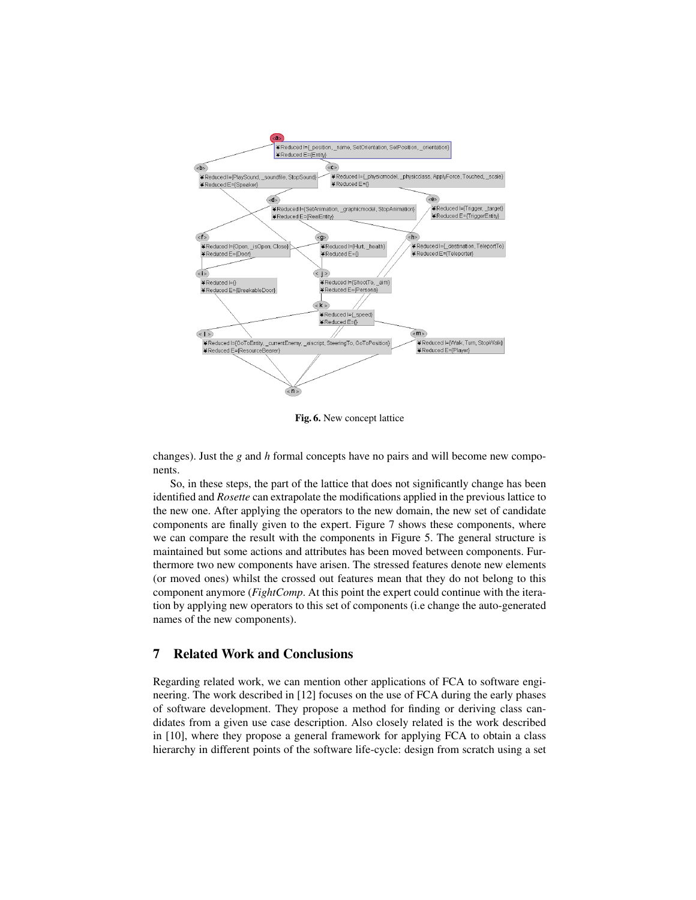Fig. 6. New concept lattice

changes). Just the *g* and *h* formal concepts have no pairs and will become new components.

So, in these steps, the part of the lattice that does not significantly change has been identified and *Rosette* can extrapolate the modifications applied in the previous lattice to the new one. After applying the operators to the new domain, the new set of candidate components are finally given to the expert. Figure 7 shows these components, where we can compare the result with the components in Figure 5. The general structure is maintained but some actions and attributes has been moved between components. Furthermore two new components have arisen. The stressed features denote new elements (or moved ones) whilst the crossed out features mean that they do not belong to this component anymore (*FightComp*. At this point the expert could continue with the iteration by applying new operators to this set of components (i.e change the auto-generated names of the new components).

## 7 Related Work and Conclusions

Regarding related work, we can mention other applications of FCA to software engineering. The work described in [12] focuses on the use of FCA during the early phases of software development. They propose a method for finding or deriving class candidates from a given use case description. Also closely related is the work described in [10], where they propose a general framework for applying FCA to obtain a class hierarchy in different points of the software life-cycle: design from scratch using a set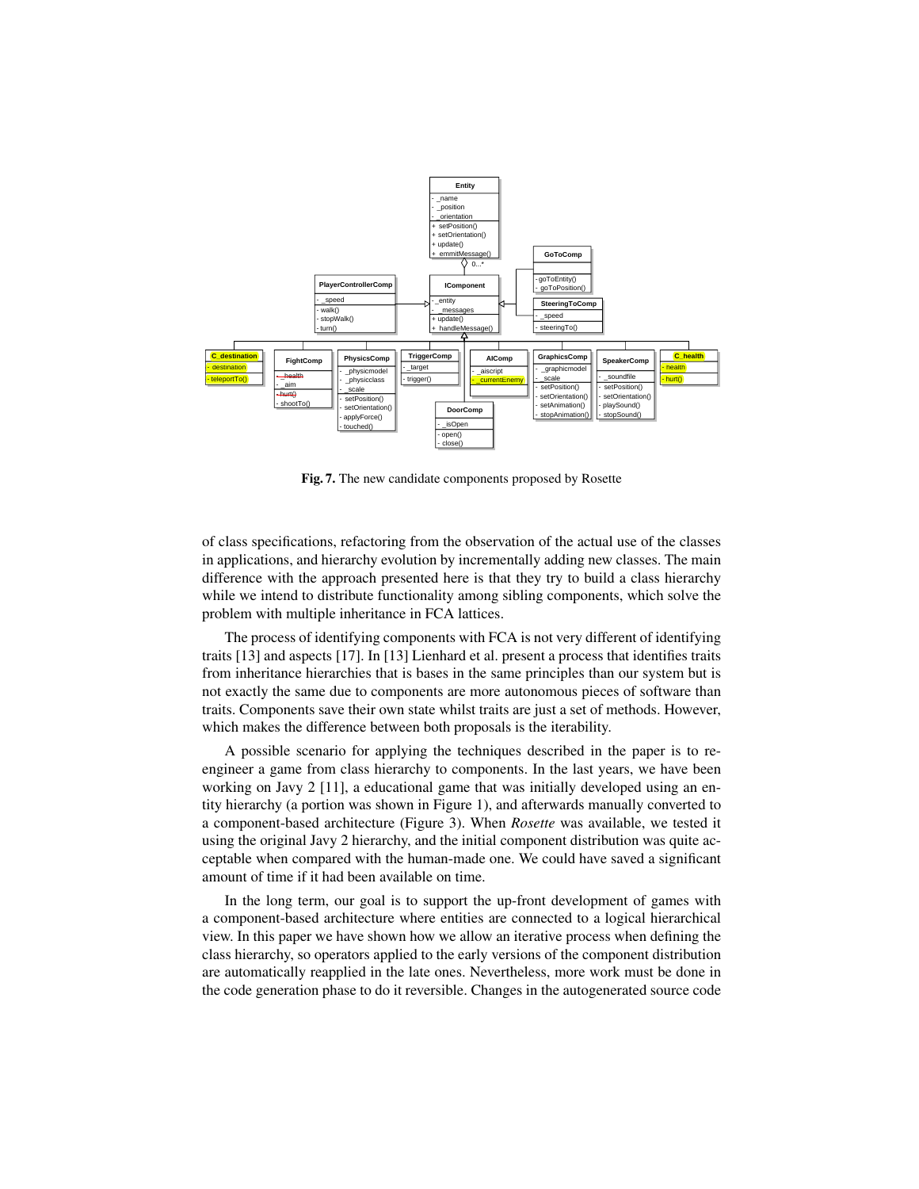**Fig. 7.** The new candidate components proposed by Rosette

of class specifications, refactoring from the observation of the actual use of the classes in applications, and hierarchy evolution by incrementally adding new classes. The main difference with the approach presented here is that they try to build a class hierarchy while we intend to distribute functionality among sibling components, which solve the problem with multiple inheritance in FCA lattices.

The process of identifying components with FCA is not very different of identifying traits [13] and aspects [17]. In [13] Lienhard et al. present a process that identifies traits from inheritance hierarchies that is bases in the same principles than our system but is not exactly the same due to components are more autonomous pieces of software than traits. Components save their own state whilst traits are just a set of methods. However, which makes the difference between both proposals is the iterability.

A possible scenario for applying the techniques described in the paper is to re-engineer a game from class hierarchy to components. In the last years, we have been working on Javy 2 [11], a educational game that was initially developed using an entity hierarchy (a portion was shown in Figure 1), and afterwards manually converted to a component-based architecture (Figure 3). When *Rosette* was available, we tested it using the original Javy 2 hierarchy, and the initial component distribution was quite acceptable when compared with the human-made one. We could have saved a significant amount of time if it had been available on time.

In the long term, our goal is to support the up-front development of games with a component-based architecture where entities are connected to a logical hierarchical view. In this paper we have shown how we allow an iterative process when defining the class hierarchy, so operators applied to the early versions of the component distribution are automatically reapplied in the late ones. Nevertheless, more work must be done in the code generation phase to do it reversible. Changes in the autogenerated source code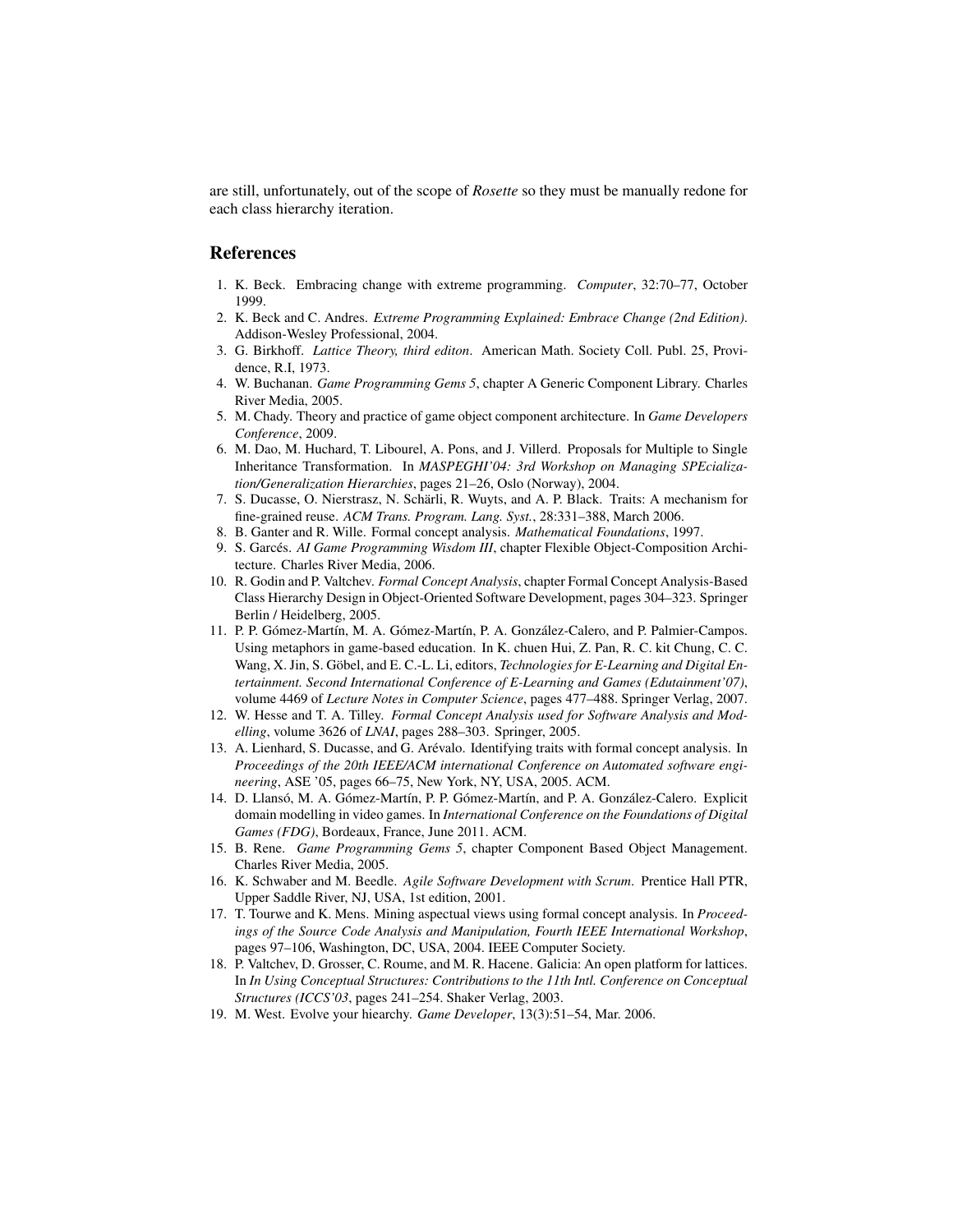are still, unfortunately, out of the scope of *Rosette* so they must be manually redone for each class hierarchy iteration.

## References

1. K. Beck. Embracing change with extreme programming. *Computer*, 32:70–77, October 1999.
2. K. Beck and C. Andres. *Extreme Programming Explained: Embrace Change (2nd Edition)*. Addison-Wesley Professional, 2004.
3. G. Birkhoff. *Lattice Theory, third editon*. American Math. Society Coll. Publ. 25, Providence, R.I, 1973.
4. W. Buchanan. *Game Programming Gems 5*, chapter A Generic Component Library. Charles River Media, 2005.
5. M. Chady. Theory and practice of game object component architecture. In *Game Developers Conference*, 2009.
6. M. Dao, M. Huchard, T. Libourel, A. Pons, and J. Villerd. Proposals for Multiple to Single Inheritance Transformation. In *MASPEGHI'04: 3rd Workshop on Managing SPEcialization/Generalization Hierarchies*, pages 21–26, Oslo (Norway), 2004.
7. S. Ducasse, O. Nierstrasz, N. Schärli, R. Wuyts, and A. P. Black. Traits: A mechanism for fine-grained reuse. *ACM Trans. Program. Lang. Syst.*, 28:331–388, March 2006.
8. B. Ganter and R. Wille. Formal concept analysis. *Mathematical Foundations*, 1997.
9. S. Garcés. *AI Game Programming Wisdom III*, chapter Flexible Object-Composition Architecture. Charles River Media, 2006.
10. R. Godin and P. Valtchev. *Formal Concept Analysis*, chapter Formal Concept Analysis-Based Class Hierarchy Design in Object-Oriented Software Development, pages 304–323. Springer Berlin / Heidelberg, 2005.
11. P. P. Gómez-Martín, M. A. Gómez-Martín, P. A. González-Calero, and P. Palmier-Campos. Using metaphors in game-based education. In K. chuen Hui, Z. Pan, R. C. kit Chung, C. C. Wang, X. Jin, S. Göbel, and E. C.-L. Li, editors, *Technologies for E-Learning and Digital Entertainment. Second International Conference of E-Learning and Games (Edutainment'07)*, volume 4469 of *Lecture Notes in Computer Science*, pages 477–488. Springer Verlag, 2007.
12. W. Hesse and T. A. Tilley. *Formal Concept Analysis used for Software Analysis and Modelling*, volume 3626 of *LNAI*, pages 288–303. Springer, 2005.
13. A. Lienhard, S. Ducasse, and G. Arévalo. Identifying traits with formal concept analysis. In *Proceedings of the 20th IEEE/ACM international Conference on Automated software engineering*, ASE '05, pages 66–75, New York, NY, USA, 2005. ACM.
14. D. Llansó, M. A. Gómez-Martín, P. P. Gómez-Martín, and P. A. González-Calero. Explicit domain modelling in video games. In *International Conference on the Foundations of Digital Games (FDG)*, Bordeaux, France, June 2011. ACM.
15. B. Rene. *Game Programming Gems 5*, chapter Component Based Object Management. Charles River Media, 2005.
16. K. Schwaber and M. Beedle. *Agile Software Development with Scrum*. Prentice Hall PTR, Upper Saddle River, NJ, USA, 1st edition, 2001.
17. T. Tourwe and K. Mens. Mining aspectual views using formal concept analysis. In *Proceedings of the Source Code Analysis and Manipulation, Fourth IEEE International Workshop*, pages 97–106, Washington, DC, USA, 2004. IEEE Computer Society.
18. P. Valtchev, D. Grosser, C. Roume, and M. R. Hacene. Galicia: An open platform for lattices. In *In Using Conceptual Structures: Contributions to the 11th Intl. Conference on Conceptual Structures (ICCS'03*, pages 241–254. Shaker Verlag, 2003.
19. M. West. Evolve your hiearchy. *Game Developer*, 13(3):51–54, Mar. 2006.